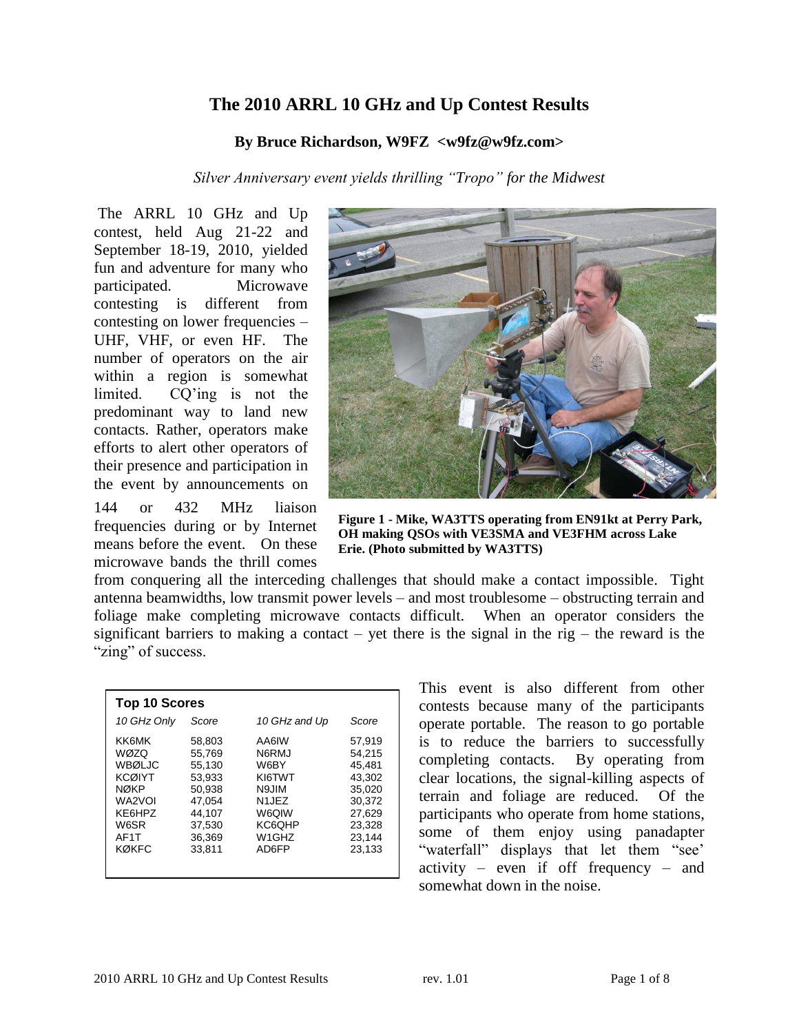# The 2010 ARRL 10 GHz and Up Contest Results

**By Bruce Richardson, W9FZ <w9fz@w9fz.com>**

*Silver Anniversary event yields thrilling "Tropo" for the Midwest*

The ARRL 10 GHz and Up contest, held Aug 21-22 and September 18-19, 2010, yielded fun and adventure for many who participated. Microwave contesting is different from contesting on lower frequencies – UHF, VHF, or even HF. The number of operators on the air within a region is somewhat limited. CQ'ing is not the predominant way to land new contacts. Rather, operators make efforts to alert other operators of their presence and participation in the event by announcements on 144 or 432 MHz liaison frequencies during or by Internet means before the event. On these microwave bands the thrill comes from conquering all the interceding challenges that should make a contact impossible. Tight antenna beamwidths, low transmit power levels – and most troublesome – obstructing terrain and foliage make completing microwave contacts difficult. When an operator considers the significant barriers to making a contact – yet there is the signal in the rig – the reward is the "zing" of success.

**Figure 1 - Mike, WA3TTS operating from EN91kt at Perry Park, OH making QSOs with VE3SMA and VE3FHM across Lake Erie. (Photo submitted by WA3TTS)**

**Top 10 Scores**

| *10 GHz Only* | *Score* | *10 GHz and Up* | *Score* |
|---|---|---|---|
| KK6MK | 58,803 | AA6IW | 57,919 |
| WØZQ | 55,769 | N6RMJ | 54,215 |
| WBØLJC | 55,130 | W6BY | 45,481 |
| KCØIYT | 53,933 | KI6TWT | 43,302 |
| NØKP | 50,938 | N9JIM | 35,020 |
| WA2VOI | 47,054 | N1JEZ | 30,372 |
| KE6HPZ | 44,107 | W6QIW | 27,629 |
| W6SR | 37,530 | KC6QHP | 23,328 |
| AF1T | 36,369 | W1GHZ | 23,144 |
| KØKFC | 33,811 | AD6FP | 23,133 |

This event is also different from other contests because many of the participants operate portable. The reason to go portable is to reduce the barriers to successfully completing contacts. By operating from clear locations, the signal-killing aspects of terrain and foliage are reduced. Of the participants who operate from home stations, some of them enjoy using panadapter "waterfall" displays that let them "see' activity – even if off frequency – and somewhat down in the noise.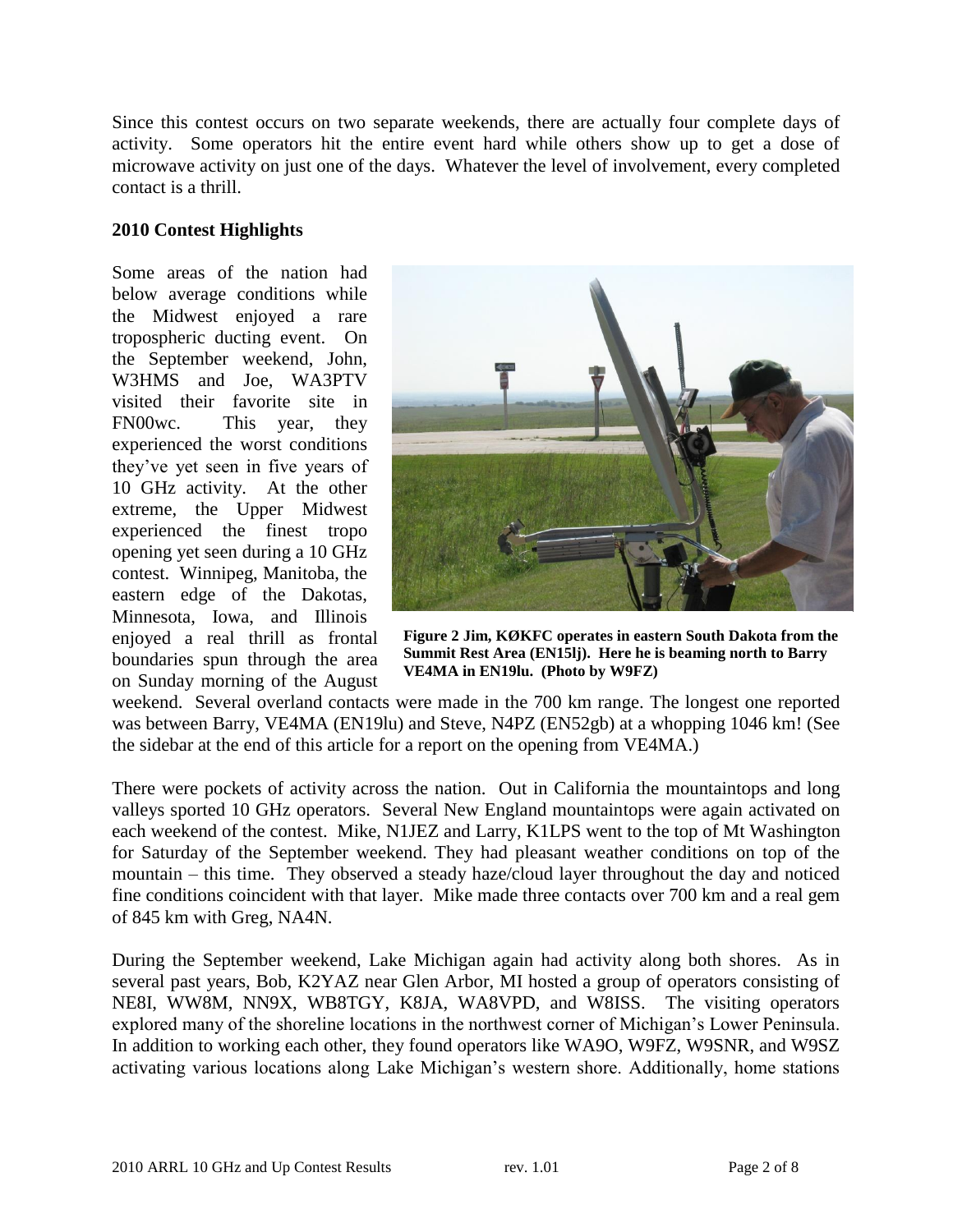Since this contest occurs on two separate weekends, there are actually four complete days of activity. Some operators hit the entire event hard while others show up to get a dose of microwave activity on just one of the days. Whatever the level of involvement, every completed contact is a thrill.

**2010 Contest Highlights**

Some areas of the nation had below average conditions while the Midwest enjoyed a rare tropospheric ducting event. On the September weekend, John, W3HMS and Joe, WA3PTV visited their favorite site in FN00wc. This year, they experienced the worst conditions they've yet seen in five years of 10 GHz activity. At the other extreme, the Upper Midwest experienced the finest tropo opening yet seen during a 10 GHz contest. Winnipeg, Manitoba, the eastern edge of the Dakotas, Minnesota, Iowa, and Illinois enjoyed a real thrill as frontal boundaries spun through the area on Sunday morning of the August weekend. Several overland contacts were made in the 700 km range. The longest one reported was between Barry, VE4MA (EN19lu) and Steve, N4PZ (EN52gb) at a whopping 1046 km! (See the sidebar at the end of this article for a report on the opening from VE4MA.)

**Figure 2 Jim, KØKFC operates in eastern South Dakota from the Summit Rest Area (EN15lj). Here he is beaming north to Barry VE4MA in EN19lu. (Photo by W9FZ)**

There were pockets of activity across the nation. Out in California the mountaintops and long valleys sported 10 GHz operators. Several New England mountaintops were again activated on each weekend of the contest. Mike, N1JEZ and Larry, K1LPS went to the top of Mt Washington for Saturday of the September weekend. They had pleasant weather conditions on top of the mountain – this time. They observed a steady haze/cloud layer throughout the day and noticed fine conditions coincident with that layer. Mike made three contacts over 700 km and a real gem of 845 km with Greg, NA4N.

During the September weekend, Lake Michigan again had activity along both shores. As in several past years, Bob, K2YAZ near Glen Arbor, MI hosted a group of operators consisting of NE8I, WW8M, NN9X, WB8TGY, K8JA, WA8VPD, and W8ISS. The visiting operators explored many of the shoreline locations in the northwest corner of Michigan's Lower Peninsula. In addition to working each other, they found operators like WA9O, W9FZ, W9SNR, and W9SZ activating various locations along Lake Michigan's western shore. Additionally, home stations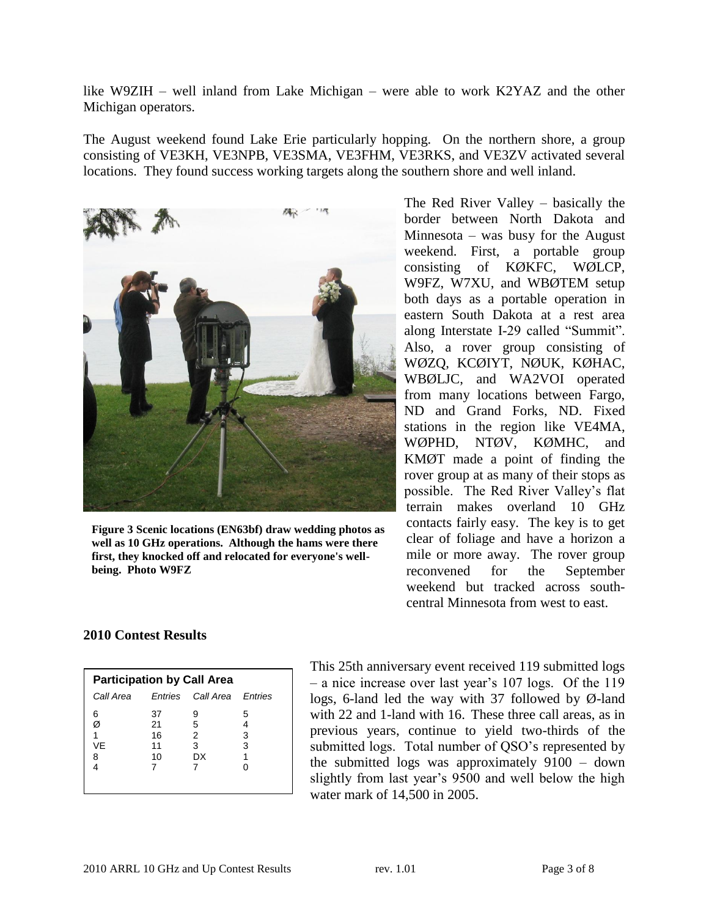like W9ZIH – well inland from Lake Michigan – were able to work K2YAZ and the other Michigan operators.

The August weekend found Lake Erie particularly hopping. On the northern shore, a group consisting of VE3KH, VE3NPB, VE3SMA, VE3FHM, VE3RKS, and VE3ZV activated several locations. They found success working targets along the southern shore and well inland.

**Figure 3 Scenic locations (EN63bf) draw wedding photos as well as 10 GHz operations. Although the hams were there first, they knocked off and relocated for everyone's well-being. Photo W9FZ**

The Red River Valley – basically the border between North Dakota and Minnesota – was busy for the August weekend. First, a portable group consisting of KØKFC, WØLCP, W9FZ, W7XU, and WBØTEM setup both days as a portable operation in eastern South Dakota at a rest area along Interstate I-29 called "Summit". Also, a rover group consisting of WØZQ, KCØIYT, NØUK, KØHAC, WBØLJC, and WA2VOI operated from many locations between Fargo, ND and Grand Forks, ND. Fixed stations in the region like VE4MA, WØPHD, NTØV, KØMHC, and KMØT made a point of finding the rover group at as many of their stops as possible. The Red River Valley's flat terrain makes overland 10 GHz contacts fairly easy. The key is to get clear of foliage and have a horizon a mile or more away. The rover group reconvened for the September weekend but tracked across south-central Minnesota from west to east.

## 2010 Contest Results

**Participation by Call Area**

| Call Area | Entries | Call Area | Entries |
|---|---|---|---|
| 6 | 37 | 9 | 5 |
| Ø | 21 | 5 | 4 |
| 1 | 16 | 2 | 3 |
| VE | 11 | 3 | 3 |
| 8 | 10 | DX | 1 |
| 4 | 7 | 7 | 0 |

This 25th anniversary event received 119 submitted logs – a nice increase over last year's 107 logs. Of the 119 logs, 6-land led the way with 37 followed by Ø-land with 22 and 1-land with 16. These three call areas, as in previous years, continue to yield two-thirds of the submitted logs. Total number of QSO's represented by the submitted logs was approximately 9100 – down slightly from last year's 9500 and well below the high water mark of 14,500 in 2005.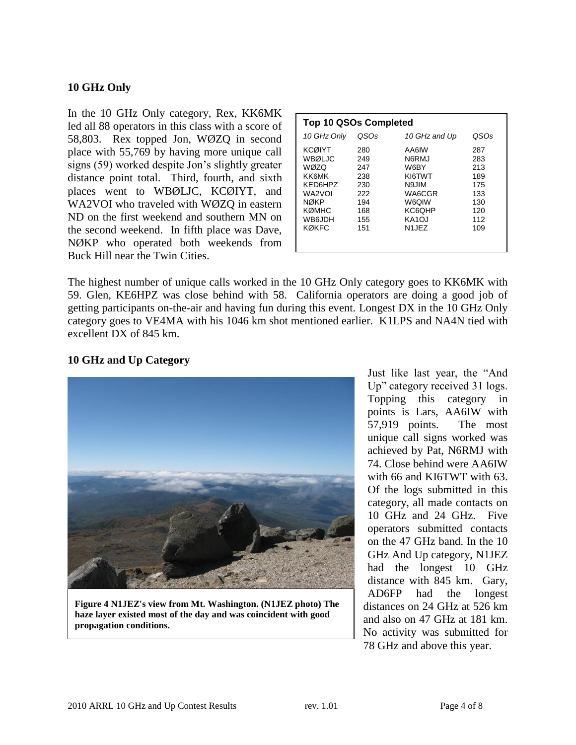### 10 GHz Only

In the 10 GHz Only category, Rex, KK6MK led all 88 operators in this class with a score of 58,803. Rex topped Jon, WØZQ in second place with 55,769 by having more unique call signs (59) worked despite Jon's slightly greater distance point total. Third, fourth, and sixth places went to WBØLJC, KCØIYT, and WA2VOI who traveled with WØZQ in eastern ND on the first weekend and southern MN on the second weekend. In fifth place was Dave, NØKP who operated both weekends from Buck Hill near the Twin Cities.

**Top 10 QSOs Completed**

| *10 GHz Only* | *QSOs* | *10 GHz and Up* | *QSOs* |
|---|---|---|---|
| KCØIYT | 280 | AA6IW | 287 |
| WBØLJC | 249 | N6RMJ | 283 |
| WØZQ | 247 | W6BY | 213 |
| KK6MK | 238 | KI6TWT | 189 |
| KED6HPZ | 230 | N9JIM | 175 |
| WA2VOI | 222 | WA6CGR | 133 |
| NØKP | 194 | W6QIW | 130 |
| KØMHC | 168 | KC6QHP | 120 |
| WB6JDH | 155 | KA1OJ | 112 |
| KØKFC | 151 | N1JEZ | 109 |

The highest number of unique calls worked in the 10 GHz Only category goes to KK6MK with 59. Glen, KE6HPZ was close behind with 58. California operators are doing a good job of getting participants on-the-air and having fun during this event. Longest DX in the 10 GHz Only category goes to VE4MA with his 1046 km shot mentioned earlier. K1LPS and NA4N tied with excellent DX of 845 km.

### 10 GHz and Up Category

**Figure 4 N1JEZ's view from Mt. Washington. (N1JEZ photo) The haze layer existed most of the day and was coincident with good propagation conditions.**

Just like last year, the "And Up" category received 31 logs. Topping this category in points is Lars, AA6IW with 57,919 points. The most unique call signs worked was achieved by Pat, N6RMJ with 74. Close behind were AA6IW with 66 and KI6TWT with 63. Of the logs submitted in this category, all made contacts on 10 GHz and 24 GHz. Five operators submitted contacts on the 47 GHz band. In the 10 GHz And Up category, N1JEZ had the longest 10 GHz distance with 845 km. Gary, AD6FP had the longest distances on 24 GHz at 526 km and also on 47 GHz at 181 km. No activity was submitted for 78 GHz and above this year.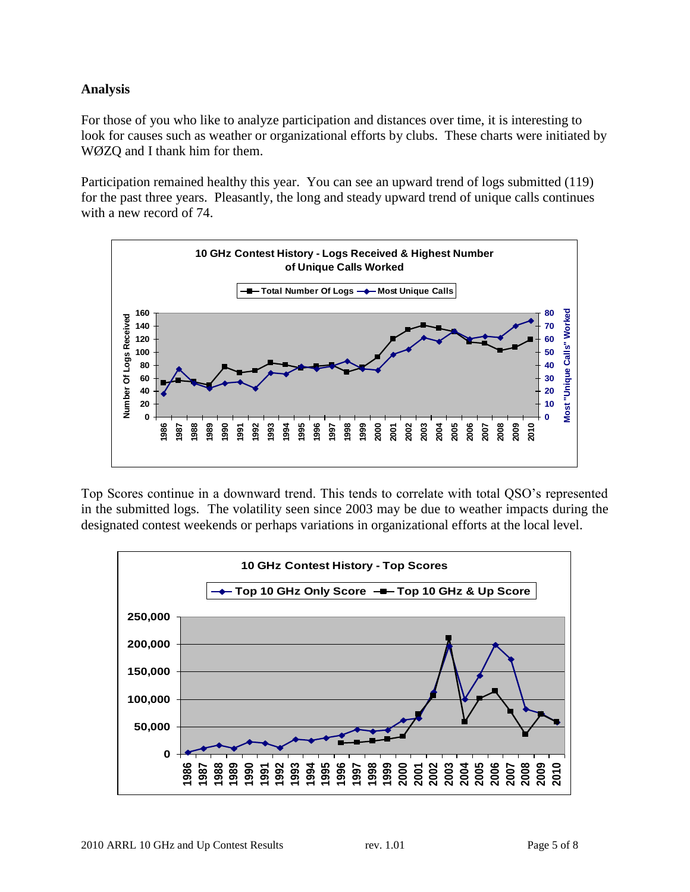## Analysis

For those of you who like to analyze participation and distances over time, it is interesting to look for causes such as weather or organizational efforts by clubs. These charts were initiated by WØZQ and I thank him for them.

Participation remained healthy this year. You can see an upward trend of logs submitted (119) for the past three years. Pleasantly, the long and steady upward trend of unique calls continues with a new record of 74.

Top Scores continue in a downward trend. This tends to correlate with total QSO's represented in the submitted logs. The volatility seen since 2003 may be due to weather impacts during the designated contest weekends or perhaps variations in organizational efforts at the local level.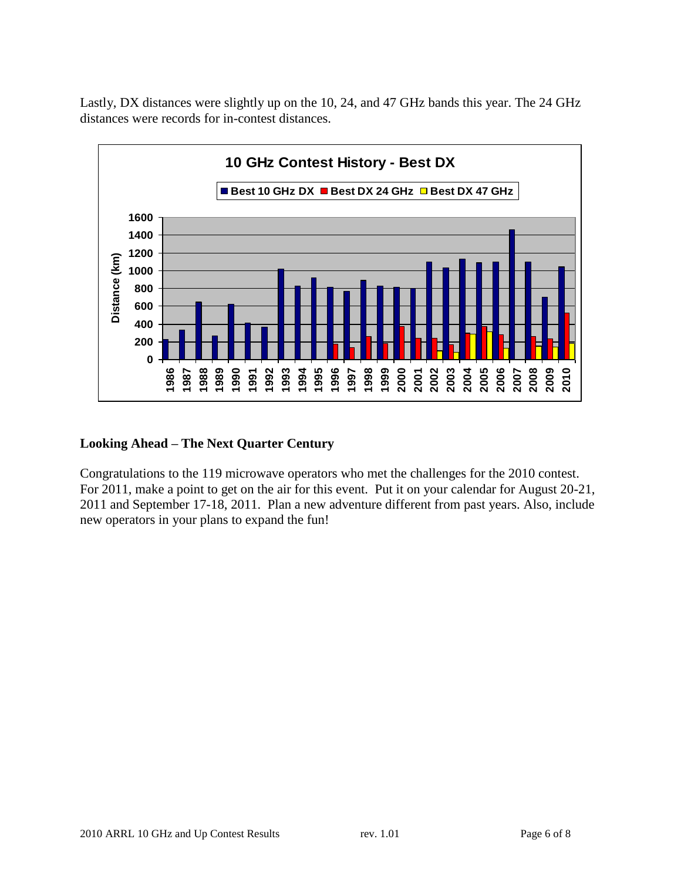Lastly, DX distances were slightly up on the 10, 24, and 47 GHz bands this year. The 24 GHz distances were records for in-contest distances.

## Looking Ahead – The Next Quarter Century

Congratulations to the 119 microwave operators who met the challenges for the 2010 contest. For 2011, make a point to get on the air for this event. Put it on your calendar for August 20-21, 2011 and September 17-18, 2011. Plan a new adventure different from past years. Also, include new operators in your plans to expand the fun!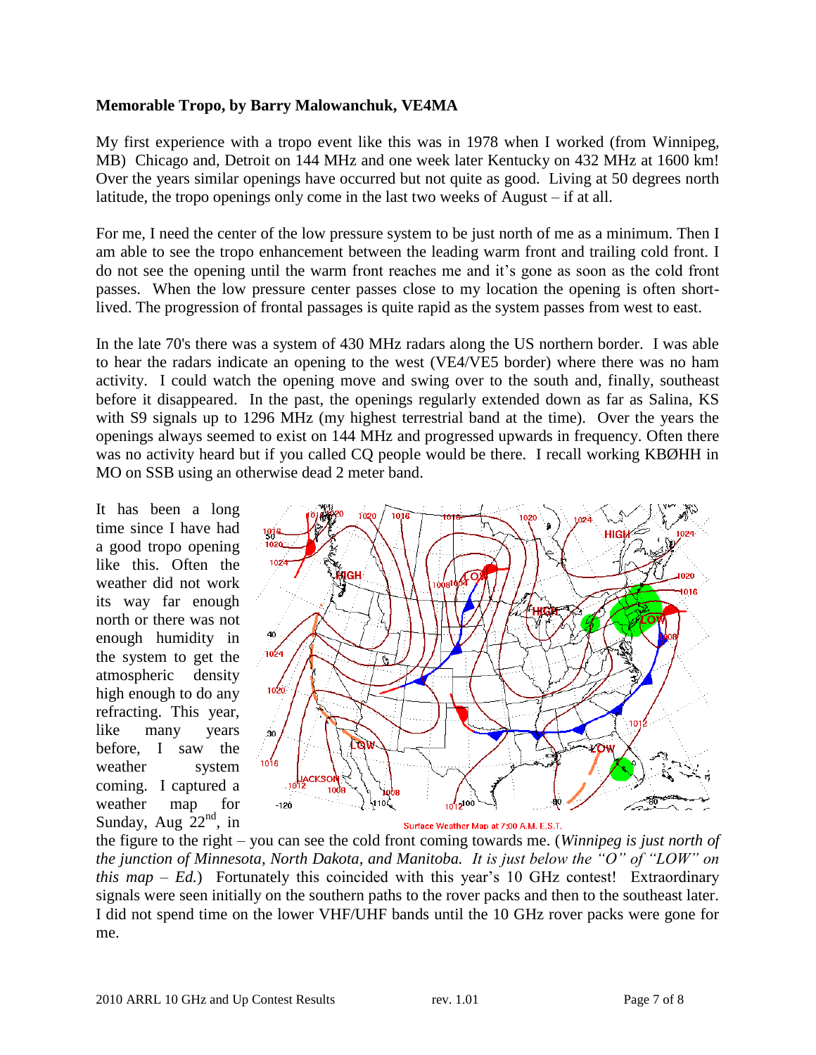**Memorable Tropo, by Barry Malowanchuk, VE4MA**

My first experience with a tropo event like this was in 1978 when I worked (from Winnipeg, MB) Chicago and, Detroit on 144 MHz and one week later Kentucky on 432 MHz at 1600 km! Over the years similar openings have occurred but not quite as good. Living at 50 degrees north latitude, the tropo openings only come in the last two weeks of August – if at all.

For me, I need the center of the low pressure system to be just north of me as a minimum. Then I am able to see the tropo enhancement between the leading warm front and trailing cold front. I do not see the opening until the warm front reaches me and it's gone as soon as the cold front passes. When the low pressure center passes close to my location the opening is often short-lived. The progression of frontal passages is quite rapid as the system passes from west to east.

In the late 70's there was a system of 430 MHz radars along the US northern border. I was able to hear the radars indicate an opening to the west (VE4/VE5 border) where there was no ham activity. I could watch the opening move and swing over to the south and, finally, southeast before it disappeared. In the past, the openings regularly extended down as far as Salina, KS with S9 signals up to 1296 MHz (my highest terrestrial band at the time). Over the years the openings always seemed to exist on 144 MHz and progressed upwards in frequency. Often there was no activity heard but if you called CQ people would be there. I recall working KBØHH in MO on SSB using an otherwise dead 2 meter band.

It has been a long time since I have had a good tropo opening like this. Often the weather did not work its way far enough north or there was not enough humidity in the system to get the atmospheric density high enough to do any refracting. This year, like many years before, I saw the weather system coming. I captured a weather map for Sunday, Aug 22nd, in the figure to the right – you can see the cold front coming towards me. (*Winnipeg is just north of the junction of Minnesota, North Dakota, and Manitoba. It is just below the "O" of "LOW" on this map – Ed.*) Fortunately this coincided with this year's 10 GHz contest! Extraordinary signals were seen initially on the southern paths to the rover packs and then to the southeast later. I did not spend time on the lower VHF/UHF bands until the 10 GHz rover packs were gone for me.

Surface Weather Map at 7:00 A.M. E.S.T.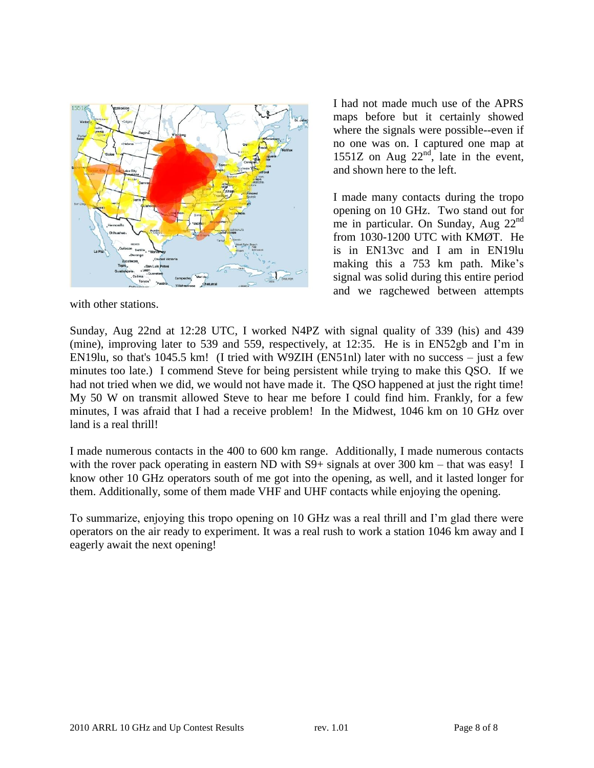I had not made much use of the APRS maps before but it certainly showed where the signals were possible--even if no one was on. I captured one map at 1551Z on Aug 22nd, late in the event, and shown here to the left.

I made many contacts during the tropo opening on 10 GHz. Two stand out for me in particular. On Sunday, Aug 22nd from 1030-1200 UTC with KMØT. He is in EN13vc and I am in EN19lu making this a 753 km path. Mike's signal was solid during this entire period and we ragchewed between attempts with other stations.

Sunday, Aug 22nd at 12:28 UTC, I worked N4PZ with signal quality of 339 (his) and 439 (mine), improving later to 539 and 559, respectively, at 12:35. He is in EN52gb and I'm in EN19lu, so that's 1045.5 km! (I tried with W9ZIH (EN51nl) later with no success – just a few minutes too late.) I commend Steve for being persistent while trying to make this QSO. If we had not tried when we did, we would not have made it. The QSO happened at just the right time! My 50 W on transmit allowed Steve to hear me before I could find him. Frankly, for a few minutes, I was afraid that I had a receive problem! In the Midwest, 1046 km on 10 GHz over land is a real thrill!

I made numerous contacts in the 400 to 600 km range. Additionally, I made numerous contacts with the rover pack operating in eastern ND with S9+ signals at over 300 km – that was easy! I know other 10 GHz operators south of me got into the opening, as well, and it lasted longer for them. Additionally, some of them made VHF and UHF contacts while enjoying the opening.

To summarize, enjoying this tropo opening on 10 GHz was a real thrill and I'm glad there were operators on the air ready to experiment. It was a real rush to work a station 1046 km away and I eagerly await the next opening!